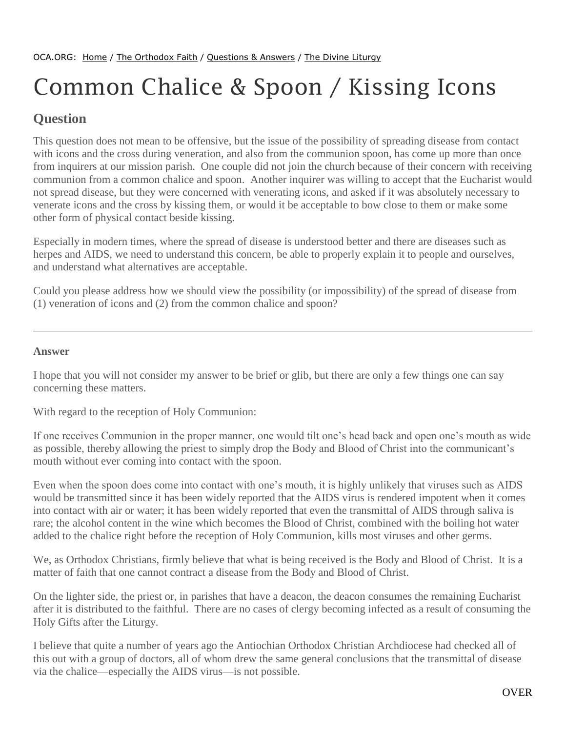OCA.ORG: [Home](#) / [The Orthodox Faith](#) / [Questions & Answers](#) / [The Divine Liturgy](#)

# Common Chalice & Spoon / Kissing Icons

## Question

This question does not mean to be offensive, but the issue of the possibility of spreading disease from contact with icons and the cross during veneration, and also from the communion spoon, has come up more than once from inquirers at our mission parish. One couple did not join the church because of their concern with receiving communion from a common chalice and spoon. Another inquirer was willing to accept that the Eucharist would not spread disease, but they were concerned with venerating icons, and asked if it was absolutely necessary to venerate icons and the cross by kissing them, or would it be acceptable to bow close to them or make some other form of physical contact beside kissing.

Especially in modern times, where the spread of disease is understood better and there are diseases such as herpes and AIDS, we need to understand this concern, be able to properly explain it to people and ourselves, and understand what alternatives are acceptable.

Could you please address how we should view the possibility (or impossibility) of the spread of disease from (1) veneration of icons and (2) from the common chalice and spoon?

---

**Answer**

I hope that you will not consider my answer to be brief or glib, but there are only a few things one can say concerning these matters.

With regard to the reception of Holy Communion:

If one receives Communion in the proper manner, one would tilt one's head back and open one's mouth as wide as possible, thereby allowing the priest to simply drop the Body and Blood of Christ into the communicant's mouth without ever coming into contact with the spoon.

Even when the spoon does come into contact with one's mouth, it is highly unlikely that viruses such as AIDS would be transmitted since it has been widely reported that the AIDS virus is rendered impotent when it comes into contact with air or water; it has been widely reported that even the transmittal of AIDS through saliva is rare; the alcohol content in the wine which becomes the Blood of Christ, combined with the boiling hot water added to the chalice right before the reception of Holy Communion, kills most viruses and other germs.

We, as Orthodox Christians, firmly believe that what is being received is the Body and Blood of Christ. It is a matter of faith that one cannot contract a disease from the Body and Blood of Christ.

On the lighter side, the priest or, in parishes that have a deacon, the deacon consumes the remaining Eucharist after it is distributed to the faithful. There are no cases of clergy becoming infected as a result of consuming the Holy Gifts after the Liturgy.

I believe that quite a number of years ago the Antiochian Orthodox Christian Archdiocese had checked all of this out with a group of doctors, all of whom drew the same general conclusions that the transmittal of disease via the chalice—especially the AIDS virus—is not possible.

OVER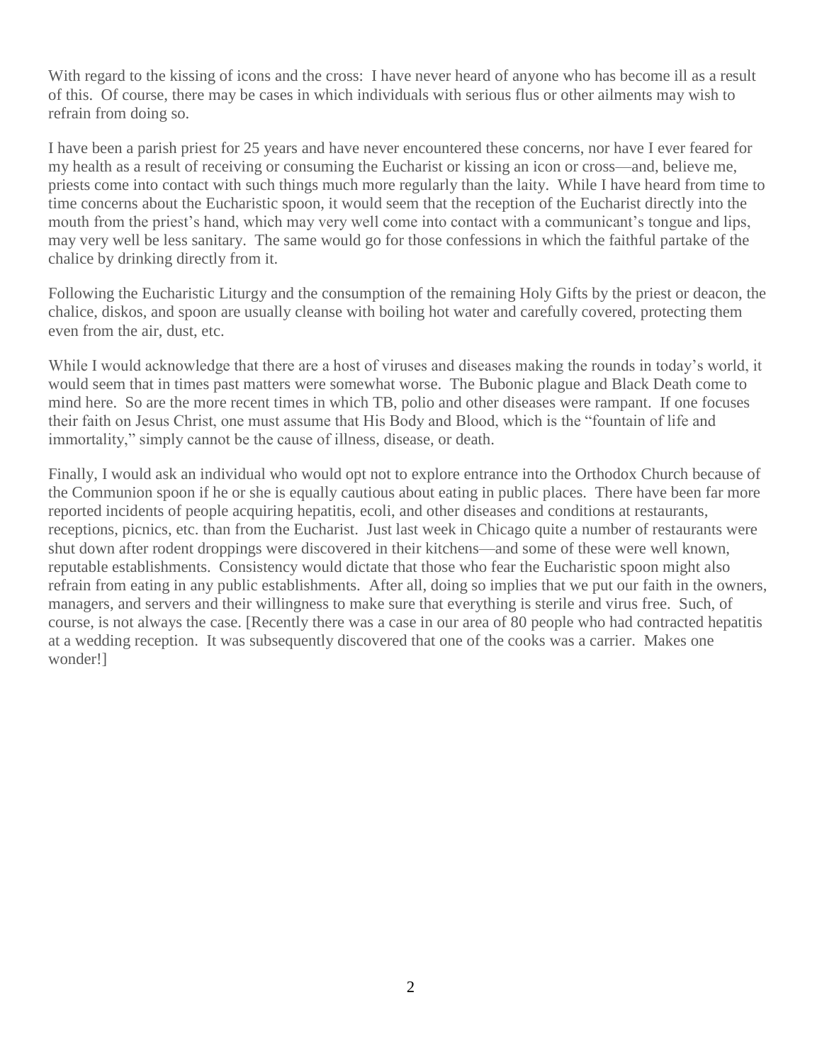With regard to the kissing of icons and the cross: I have never heard of anyone who has become ill as a result of this. Of course, there may be cases in which individuals with serious flus or other ailments may wish to refrain from doing so.

I have been a parish priest for 25 years and have never encountered these concerns, nor have I ever feared for my health as a result of receiving or consuming the Eucharist or kissing an icon or cross—and, believe me, priests come into contact with such things much more regularly than the laity. While I have heard from time to time concerns about the Eucharistic spoon, it would seem that the reception of the Eucharist directly into the mouth from the priest's hand, which may very well come into contact with a communicant's tongue and lips, may very well be less sanitary. The same would go for those confessions in which the faithful partake of the chalice by drinking directly from it.

Following the Eucharistic Liturgy and the consumption of the remaining Holy Gifts by the priest or deacon, the chalice, diskos, and spoon are usually cleanse with boiling hot water and carefully covered, protecting them even from the air, dust, etc.

While I would acknowledge that there are a host of viruses and diseases making the rounds in today's world, it would seem that in times past matters were somewhat worse. The Bubonic plague and Black Death come to mind here. So are the more recent times in which TB, polio and other diseases were rampant. If one focuses their faith on Jesus Christ, one must assume that His Body and Blood, which is the "fountain of life and immortality," simply cannot be the cause of illness, disease, or death.

Finally, I would ask an individual who would opt not to explore entrance into the Orthodox Church because of the Communion spoon if he or she is equally cautious about eating in public places. There have been far more reported incidents of people acquiring hepatitis, ecoli, and other diseases and conditions at restaurants, receptions, picnics, etc. than from the Eucharist. Just last week in Chicago quite a number of restaurants were shut down after rodent droppings were discovered in their kitchens—and some of these were well known, reputable establishments. Consistency would dictate that those who fear the Eucharistic spoon might also refrain from eating in any public establishments. After all, doing so implies that we put our faith in the owners, managers, and servers and their willingness to make sure that everything is sterile and virus free. Such, of course, is not always the case. [Recently there was a case in our area of 80 people who had contracted hepatitis at a wedding reception. It was subsequently discovered that one of the cooks was a carrier. Makes one wonder!]